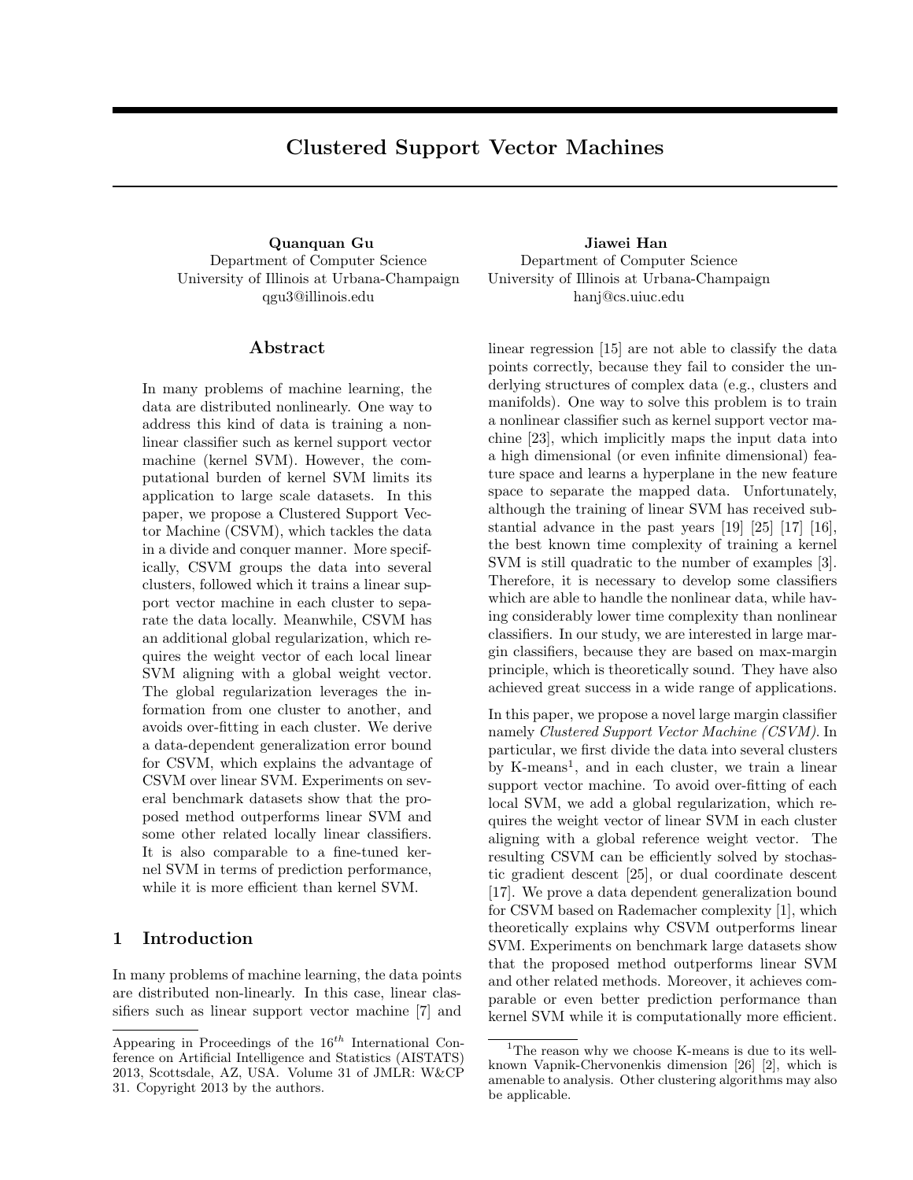# Clustered Support Vector Machines

**Quanquan Gu**
Department of Computer Science
University of Illinois at Urbana-Champaign
qgu3@illinois.edu

**Jiawei Han**
Department of Computer Science
University of Illinois at Urbana-Champaign
hanj@cs.uiuc.edu

## Abstract

In many problems of machine learning, the data are distributed nonlinearly. One way to address this kind of data is training a nonlinear classifier such as kernel support vector machine (kernel SVM). However, the computational burden of kernel SVM limits its application to large scale datasets. In this paper, we propose a Clustered Support Vector Machine (CSVM), which tackles the data in a divide and conquer manner. More specifically, CSVM groups the data into several clusters, followed which it trains a linear support vector machine in each cluster to separate the data locally. Meanwhile, CSVM has an additional global regularization, which requires the weight vector of each local linear SVM aligning with a global weight vector. The global regularization leverages the information from one cluster to another, and avoids over-fitting in each cluster. We derive a data-dependent generalization error bound for CSVM, which explains the advantage of CSVM over linear SVM. Experiments on several benchmark datasets show that the proposed method outperforms linear SVM and some other related locally linear classifiers. It is also comparable to a fine-tuned kernel SVM in terms of prediction performance, while it is more efficient than kernel SVM.

## 1 Introduction

In many problems of machine learning, the data points are distributed non-linearly. In this case, linear classifiers such as linear support vector machine [7] and linear regression [15] are not able to classify the data points correctly, because they fail to consider the underlying structures of complex data (e.g., clusters and manifolds). One way to solve this problem is to train a nonlinear classifier such as kernel support vector machine [23], which implicitly maps the input data into a high dimensional (or even infinite dimensional) feature space and learns a hyperplane in the new feature space to separate the mapped data. Unfortunately, although the training of linear SVM has received substantial advance in the past years [19] [25] [17] [16], the best known time complexity of training a kernel SVM is still quadratic to the number of examples [3]. Therefore, it is necessary to develop some classifiers which are able to handle the nonlinear data, while having considerably lower time complexity than nonlinear classifiers. In our study, we are interested in large margin classifiers, because they are based on max-margin principle, which is theoretically sound. They have also achieved great success in a wide range of applications.

In this paper, we propose a novel large margin classifier namely *Clustered Support Vector Machine (CSVM)*. In particular, we first divide the data into several clusters by K-means[1], and in each cluster, we train a linear support vector machine. To avoid over-fitting of each local SVM, we add a global regularization, which requires the weight vector of linear SVM in each cluster aligning with a global reference weight vector. The resulting CSVM can be efficiently solved by stochastic gradient descent [25], or dual coordinate descent [17]. We prove a data dependent generalization bound for CSVM based on Rademacher complexity [1], which theoretically explains why CSVM outperforms linear SVM. Experiments on benchmark large datasets show that the proposed method outperforms linear SVM and other related methods. Moreover, it achieves comparable or even better prediction performance than kernel SVM while it is computationally more efficient.

---

Appearing in Proceedings of the $16^{th}$ International Conference on Artificial Intelligence and Statistics (AISTATS) 2013, Scottsdale, AZ, USA. Volume 31 of JMLR: W&CP 31. Copyright 2013 by the authors.

[1]The reason why we choose K-means is due to its well-known Vapnik-Chervonenkis dimension [26] [2], which is amenable to analysis. Other clustering algorithms may also be applicable.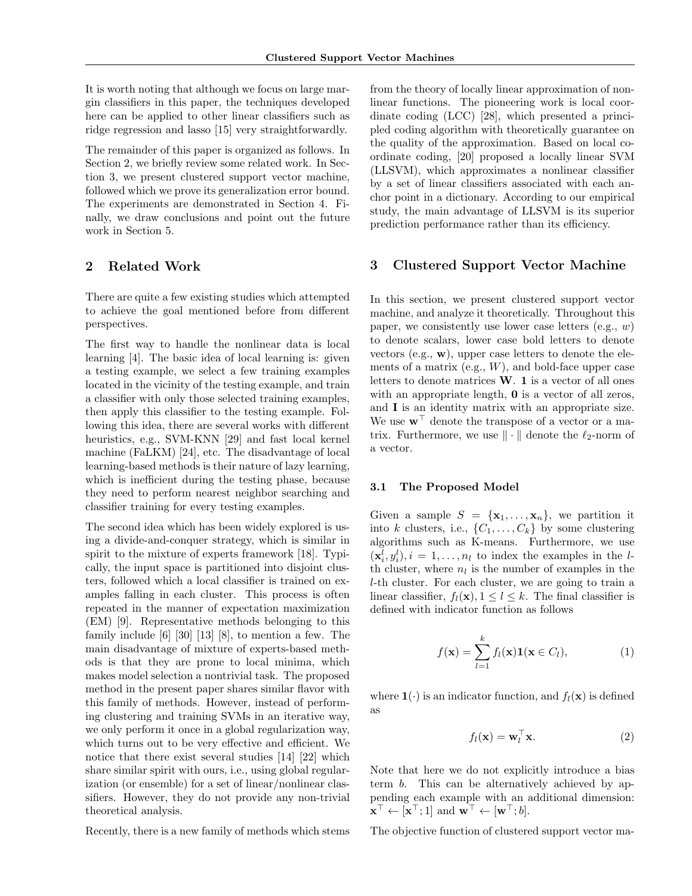It is worth noting that although we focus on large margin classifiers in this paper, the techniques developed here can be applied to other linear classifiers such as ridge regression and lasso [15] very straightforwardly.

The remainder of this paper is organized as follows. In Section 2, we briefly review some related work. In Section 3, we present clustered support vector machine, followed which we prove its generalization error bound. The experiments are demonstrated in Section 4. Finally, we draw conclusions and point out the future work in Section 5.

## 2 Related Work

There are quite a few existing studies which attempted to achieve the goal mentioned before from different perspectives.

The first way to handle the nonlinear data is local learning [4]. The basic idea of local learning is: given a testing example, we select a few training examples located in the vicinity of the testing example, and train a classifier with only those selected training examples, then apply this classifier to the testing example. Following this idea, there are several works with different heuristics, e.g., SVM-KNN [29] and fast local kernel machine (FaLKM) [24], etc. The disadvantage of local learning-based methods is their nature of lazy learning, which is inefficient during the testing phase, because they need to perform nearest neighbor searching and classifier training for every testing examples.

The second idea which has been widely explored is using a divide-and-conquer strategy, which is similar in spirit to the mixture of experts framework [18]. Typically, the input space is partitioned into disjoint clusters, followed which a local classifier is trained on examples falling in each cluster. This process is often repeated in the manner of expectation maximization (EM) [9]. Representative methods belonging to this family include [6] [30] [13] [8], to mention a few. The main disadvantage of mixture of experts-based methods is that they are prone to local minima, which makes model selection a nontrivial task. The proposed method in the present paper shares similar flavor with this family of methods. However, instead of performing clustering and training SVMs in an iterative way, we only perform it once in a global regularization way, which turns out to be very effective and efficient. We notice that there exist several studies [14] [22] which share similar spirit with ours, i.e., using global regularization (or ensemble) for a set of linear/nonlinear classifiers. However, they do not provide any non-trivial theoretical analysis.

Recently, there is a new family of methods which stems from the theory of locally linear approximation of nonlinear functions. The pioneering work is local coordinate coding (LCC) [28], which presented a principled coding algorithm with theoretically guarantee on the quality of the approximation. Based on local coordinate coding, [20] proposed a locally linear SVM (LLSVM), which approximates a nonlinear classifier by a set of linear classifiers associated with each anchor point in a dictionary. According to our empirical study, the main advantage of LLSVM is its superior prediction performance rather than its efficiency.

## 3 Clustered Support Vector Machine

In this section, we present clustered support vector machine, and analyze it theoretically. Throughout this paper, we consistently use lower case letters (e.g., $w$) to denote scalars, lower case bold letters to denote vectors (e.g., $\mathbf{w}$), upper case letters to denote the elements of a matrix (e.g., $W$), and bold-face upper case letters to denote matrices $\mathbf{W}$. $\mathbf{1}$ is a vector of all ones with an appropriate length, $\mathbf{0}$ is a vector of all zeros, and $\mathbf{I}$ is an identity matrix with an appropriate size. We use $\mathbf{w}^\top$ denote the transpose of a vector or a matrix. Furthermore, we use $\|\cdot\|$ denote the $\ell_2$-norm of a vector.

### 3.1 The Proposed Model

Given a sample $S = \{\mathbf{x}_1, \ldots, \mathbf{x}_n\}$, we partition it into $k$ clusters, i.e., $\{C_1, \ldots, C_k\}$ by some clustering algorithms such as K-means. Furthermore, we use $(\mathbf{x}_i^l, y_i^l), i = 1, \ldots, n_l$ to index the examples in the $l$-th cluster, where $n_l$ is the number of examples in the $l$-th cluster. For each cluster, we are going to train a linear classifier, $f_l(\mathbf{x}), 1 \le l \le k$. The final classifier is defined with indicator function as follows

$$f(\mathbf{x}) = \sum_{l=1}^{k} f_l(\mathbf{x}) \mathbf{1}(\mathbf{x} \in C_l), \tag{1}$$

where $\mathbf{1}(\cdot)$ is an indicator function, and $f_l(\mathbf{x})$ is defined as

$$f_l(\mathbf{x}) = \mathbf{w}_l^\top \mathbf{x}. \tag{2}$$

Note that here we do not explicitly introduce a bias term $b$. This can be alternatively achieved by appending each example with an additional dimension: $\mathbf{x}^\top \leftarrow [\mathbf{x}^\top; 1]$ and $\mathbf{w}^\top \leftarrow [\mathbf{w}^\top; b]$.

The objective function of clustered support vector ma-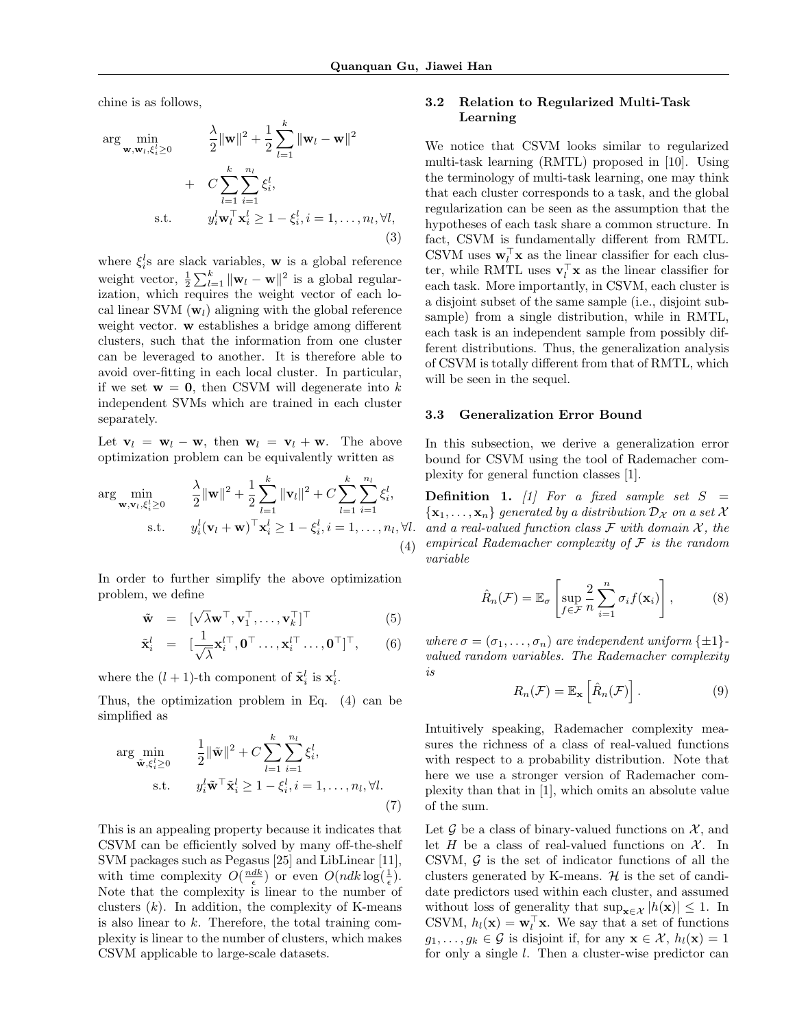chine is as follows,

$$
\begin{aligned}
\arg\min_{\mathbf{w},\mathbf{w}_l,\xi_i^l\geq 0} \quad & \frac{\lambda}{2}\|\mathbf{w}\|^2 + \frac{1}{2}\sum_{l=1}^{k}\|\mathbf{w}_l - \mathbf{w}\|^2 \\
+ \quad & C\sum_{l=1}^{k}\sum_{i=1}^{n_l}\xi_i^l, \\
\text{s.t.} \quad & y_i^l \mathbf{w}_l^\top \mathbf{x}_i^l \geq 1 - \xi_i^l, i = 1,\ldots,n_l, \forall l,
\end{aligned}
\tag{3}
$$

where $\xi_i^l$s are slack variables, $\mathbf{w}$ is a global reference weight vector, $\frac{1}{2}\sum_{l=1}^{k}\|\mathbf{w}_l - \mathbf{w}\|^2$ is a global regularization, which requires the weight vector of each local linear SVM ($\mathbf{w}_l$) aligning with the global reference weight vector. $\mathbf{w}$ establishes a bridge among different clusters, such that the information from one cluster can be leveraged to another. It is therefore able to avoid over-fitting in each local cluster. In particular, if we set $\mathbf{w} = \mathbf{0}$, then CSVM will degenerate into $k$ independent SVMs which are trained in each cluster separately.

Let $\mathbf{v}_l = \mathbf{w}_l - \mathbf{w}$, then $\mathbf{w}_l = \mathbf{v}_l + \mathbf{w}$. The above optimization problem can be equivalently written as

$$
\begin{aligned}
\arg\min_{\mathbf{w},\mathbf{v}_l,\xi_i^l\geq 0} \quad & \frac{\lambda}{2}\|\mathbf{w}\|^2 + \frac{1}{2}\sum_{l=1}^{k}\|\mathbf{v}_l\|^2 + C\sum_{l=1}^{k}\sum_{i=1}^{n_l}\xi_i^l, \\
\text{s.t.} \quad & y_i^l(\mathbf{v}_l + \mathbf{w})^\top \mathbf{x}_i^l \geq 1 - \xi_i^l, i = 1,\ldots,n_l, \forall l.
\end{aligned}
\tag{4}
$$

In order to further simplify the above optimization problem, we define

$$
\tilde{\mathbf{w}} = [\sqrt{\lambda}\mathbf{w}^\top, \mathbf{v}_1^\top, \ldots, \mathbf{v}_k^\top]^\top \tag{5}
$$

$$
\tilde{\mathbf{x}}_i^l = [\frac{1}{\sqrt{\lambda}}\mathbf{x}_i^{l\top}, \mathbf{0}^\top \ldots, \mathbf{x}_i^{l\top} \ldots, \mathbf{0}^\top]^\top, \tag{6}
$$

where the $(l+1)$-th component of $\tilde{\mathbf{x}}_i^l$ is $\mathbf{x}_i^l$.

Thus, the optimization problem in Eq. (4) can be simplified as

$$
\begin{aligned}
\arg\min_{\tilde{\mathbf{w}},\xi_i^l\geq 0} \quad & \frac{1}{2}\|\tilde{\mathbf{w}}\|^2 + C\sum_{l=1}^{k}\sum_{i=1}^{n_l}\xi_i^l, \\
\text{s.t.} \quad & y_i^l \tilde{\mathbf{w}}^\top \tilde{\mathbf{x}}_i^l \geq 1 - \xi_i^l, i = 1,\ldots,n_l, \forall l.
\end{aligned}
\tag{7}
$$

This is an appealing property because it indicates that CSVM can be efficiently solved by many off-the-shelf SVM packages such as Pegasus [25] and LibLinear [11], with time complexity $O(\frac{ndk}{\epsilon})$ or even $O(ndk\log(\frac{1}{\epsilon}))$. Note that the complexity is linear to the number of clusters ($k$). In addition, the complexity of K-means is also linear to $k$. Therefore, the total training complexity is linear to the number of clusters, which makes CSVM applicable to large-scale datasets.

### 3.2 Relation to Regularized Multi-Task Learning

We notice that CSVM looks similar to regularized multi-task learning (RMTL) proposed in [10]. Using the terminology of multi-task learning, one may think that each cluster corresponds to a task, and the global regularization can be seen as the assumption that the hypotheses of each task share a common structure. In fact, CSVM is fundamentally different from RMTL. CSVM uses $\mathbf{w}_l^\top\mathbf{x}$ as the linear classifier for each cluster, while RMTL uses $\mathbf{v}_l^\top\mathbf{x}$ as the linear classifier for each task. More importantly, in CSVM, each cluster is a disjoint subset of the same sample (i.e., disjoint subsample) from a single distribution, while in RMTL, each task is an independent sample from possibly different distributions. Thus, the generalization analysis of CSVM is totally different from that of RMTL, which will be seen in the sequel.

### 3.3 Generalization Error Bound

In this subsection, we derive a generalization error bound for CSVM using the tool of Rademacher complexity for general function classes [1].

**Definition 1.** *[1] For a fixed sample set $S = \{\mathbf{x}_1,\ldots,\mathbf{x}_n\}$ generated by a distribution $\mathcal{D}_\mathcal{X}$ on a set $\mathcal{X}$ and a real-valued function class $\mathcal{F}$ with domain $\mathcal{X}$, the empirical Rademacher complexity of $\mathcal{F}$ is the random variable*

$$
\hat{R}_n(\mathcal{F}) = \mathbb{E}_\sigma\left[\sup_{f\in\mathcal{F}}\frac{2}{n}\sum_{i=1}^{n}\sigma_i f(\mathbf{x}_i)\right], \tag{8}
$$

*where $\sigma = (\sigma_1,\ldots,\sigma_n)$ are independent uniform $\{\pm 1\}$-valued random variables. The Rademacher complexity is*

$$
R_n(\mathcal{F}) = \mathbb{E}_\mathbf{x}\left[\hat{R}_n(\mathcal{F})\right]. \tag{9}
$$

Intuitively speaking, Rademacher complexity measures the richness of a class of real-valued functions with respect to a probability distribution. Note that here we use a stronger version of Rademacher complexity than that in [1], which omits an absolute value of the sum.

Let $\mathcal{G}$ be a class of binary-valued functions on $\mathcal{X}$, and let $H$ be a class of real-valued functions on $\mathcal{X}$. In CSVM, $\mathcal{G}$ is the set of indicator functions of all the clusters generated by K-means. $\mathcal{H}$ is the set of candidate predictors used within each cluster, and assumed without loss of generality that $\sup_{\mathbf{x}\in\mathcal{X}}|h(\mathbf{x})| \leq 1$. In CSVM, $h_l(\mathbf{x}) = \mathbf{w}_l^\top\mathbf{x}$. We say that a set of functions $g_1,\ldots,g_k \in \mathcal{G}$ is disjoint if, for any $\mathbf{x}\in\mathcal{X}$, $h_l(\mathbf{x}) = 1$ for only a single $l$. Then a cluster-wise predictor can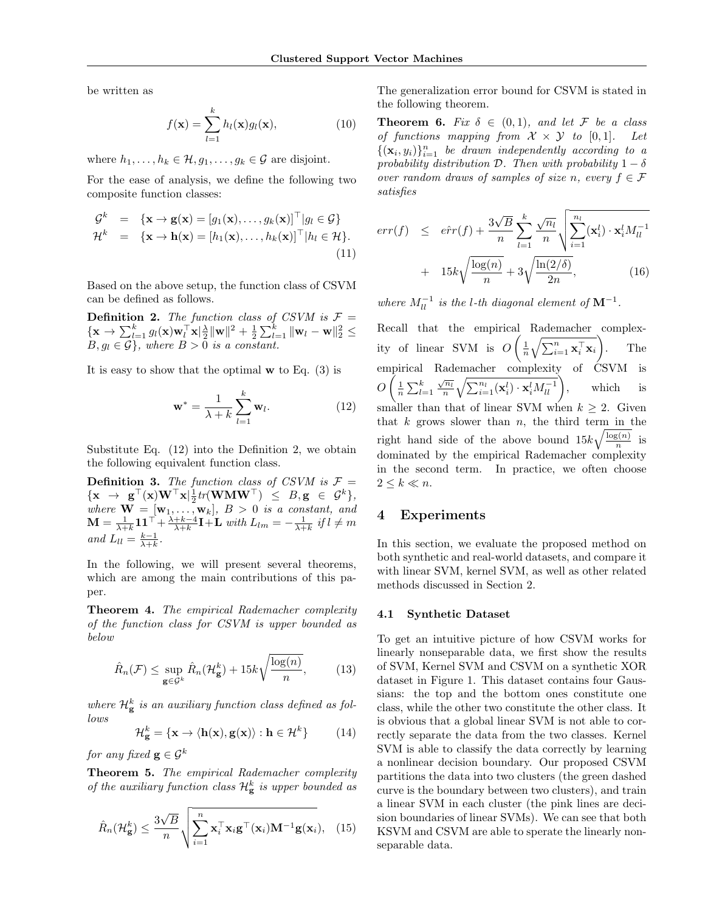be written as

$$f(\mathbf{x}) = \sum_{l=1}^{k} h_l(\mathbf{x}) g_l(\mathbf{x}), \tag{10}$$

where $h_1, \ldots, h_k \in \mathcal{H}, g_1, \ldots, g_k \in \mathcal{G}$ are disjoint.

For the ease of analysis, we define the following two composite function classes:

$$\begin{aligned} \mathcal{G}^k &= \{\mathbf{x} \rightarrow \mathbf{g}(\mathbf{x}) = [g_1(\mathbf{x}), \ldots, g_k(\mathbf{x})]^\top | g_l \in \mathcal{G}\} \\ \mathcal{H}^k &= \{\mathbf{x} \rightarrow \mathbf{h}(\mathbf{x}) = [h_1(\mathbf{x}), \ldots, h_k(\mathbf{x})]^\top | h_l \in \mathcal{H}\}. \end{aligned} \tag{11}$$

Based on the above setup, the function class of CSVM can be defined as follows.

**Definition 2.** *The function class of CSVM is* $\mathcal{F} = \{\mathbf{x} \rightarrow \sum_{l=1}^{k} g_l(\mathbf{x}) \mathbf{w}_l^\top \mathbf{x} | \frac{\lambda}{2}\|\mathbf{w}\|^2 + \frac{1}{2}\sum_{l=1}^{k}\|\mathbf{w}_l - \mathbf{w}\|_2^2 \leq B, g_l \in \mathcal{G}\}$*, where* $B > 0$ *is a constant.*

It is easy to show that the optimal $\mathbf{w}$ to Eq. (3) is

$$\mathbf{w}^* = \frac{1}{\lambda + k} \sum_{l=1}^{k} \mathbf{w}_l. \tag{12}$$

Substitute Eq. (12) into the Definition 2, we obtain the following equivalent function class.

**Definition 3.** *The function class of CSVM is* $\mathcal{F} = \{\mathbf{x} \rightarrow \mathbf{g}^\top(\mathbf{x}) \mathbf{W}^\top \mathbf{x} | \frac{1}{2} tr(\mathbf{W}\mathbf{M}\mathbf{W}^\top) \leq B, \mathbf{g} \in \mathcal{G}^k\}$*, where* $\mathbf{W} = [\mathbf{w}_1, \ldots, \mathbf{w}_k]$*,* $B > 0$ *is a constant, and* $\mathbf{M} = \frac{1}{\lambda+k}\mathbf{1}\mathbf{1}^\top + \frac{\lambda+k-4}{\lambda+k}\mathbf{I} + \mathbf{L}$ *with* $L_{lm} = -\frac{1}{\lambda+k}$ *if* $l \neq m$ *and* $L_{ll} = \frac{k-1}{\lambda+k}$*.*

In the following, we will present several theorems, which are among the main contributions of this paper.

**Theorem 4.** *The empirical Rademacher complexity of the function class for CSVM is upper bounded as below*

$$\hat{R}_n(\mathcal{F}) \leq \sup_{\mathbf{g} \in \mathcal{G}^k} \hat{R}_n(\mathcal{H}_{\mathbf{g}}^k) + 15k\sqrt{\frac{\log(n)}{n}}, \tag{13}$$

*where* $\mathcal{H}_{\mathbf{g}}^k$ *is an auxiliary function class defined as follows*

$$\mathcal{H}_{\mathbf{g}}^k = \{\mathbf{x} \rightarrow \langle \mathbf{h}(\mathbf{x}), \mathbf{g}(\mathbf{x}) \rangle : \mathbf{h} \in \mathcal{H}^k\} \tag{14}$$

*for any fixed* $\mathbf{g} \in \mathcal{G}^k$

**Theorem 5.** *The empirical Rademacher complexity of the auxiliary function class* $\mathcal{H}_{\mathbf{g}}^k$ *is upper bounded as*

$$\hat{R}_n(\mathcal{H}_{\mathbf{g}}^k) \leq \frac{3\sqrt{B}}{n} \sqrt{\sum_{i=1}^{n} \mathbf{x}_i^\top \mathbf{x}_i \mathbf{g}^\top(\mathbf{x}_i) \mathbf{M}^{-1} \mathbf{g}(\mathbf{x}_i)}, \tag{15}$$

The generalization error bound for CSVM is stated in the following theorem.

**Theorem 6.** *Fix* $\delta \in (0, 1)$*, and let* $\mathcal{F}$ *be a class of functions mapping from* $\mathcal{X} \times \mathcal{Y}$ *to* $[0, 1]$*. Let* $\{(\mathbf{x}_i, y_i)\}_{i=1}^n$ *be drawn independently according to a probability distribution* $\mathcal{D}$*. Then with probability* $1 - \delta$ *over random draws of samples of size* $n$*, every* $f \in \mathcal{F}$ *satisfies*

$$\begin{aligned} err(f) &\leq \hat{err}(f) + \frac{3\sqrt{B}}{n} \sum_{l=1}^{k} \frac{\sqrt{n_l}}{n} \sqrt{\sum_{i=1}^{n_l} (\mathbf{x}_i^l) \cdot \mathbf{x}_i^l M_{ll}^{-1}} \\ &+ 15k\sqrt{\frac{\log(n)}{n}} + 3\sqrt{\frac{\ln(2/\delta)}{2n}}, \end{aligned} \tag{16}$$

*where* $M_{ll}^{-1}$ *is the* $l$*-th diagonal element of* $\mathbf{M}^{-1}$*.*

Recall that the empirical Rademacher complexity of linear SVM is $O\left(\frac{1}{n}\sqrt{\sum_{i=1}^{n} \mathbf{x}_i^\top \mathbf{x}_i}\right)$. The empirical Rademacher complexity of CSVM is $O\left(\frac{1}{n}\sum_{l=1}^{k} \frac{\sqrt{n_l}}{n} \sqrt{\sum_{i=1}^{n_l} (\mathbf{x}_i^l) \cdot \mathbf{x}_i^l M_{ll}^{-1}}\right)$, which is smaller than that of linear SVM when $k \geq 2$. Given that $k$ grows slower than $n$, the third term in the right hand side of the above bound $15k\sqrt{\frac{\log(n)}{n}}$ is dominated by the empirical Rademacher complexity in the second term. In practice, we often choose $2 \leq k \ll n$.

## 4 Experiments

In this section, we evaluate the proposed method on both synthetic and real-world datasets, and compare it with linear SVM, kernel SVM, as well as other related methods discussed in Section 2.

### 4.1 Synthetic Dataset

To get an intuitive picture of how CSVM works for linearly nonseparable data, we first show the results of SVM, Kernel SVM and CSVM on a synthetic XOR dataset in Figure 1. This dataset contains four Gaussians: the top and the bottom ones constitute one class, while the other two constitute the other class. It is obvious that a global linear SVM is not able to correctly separate the data from the two classes. Kernel SVM is able to classify the data correctly by learning a nonlinear decision boundary. Our proposed CSVM partitions the data into two clusters (the green dashed curve is the boundary between two clusters), and train a linear SVM in each cluster (the pink lines are decision boundaries of linear SVMs). We can see that both KSVM and CSVM are able to sperate the linearly nonseparable data.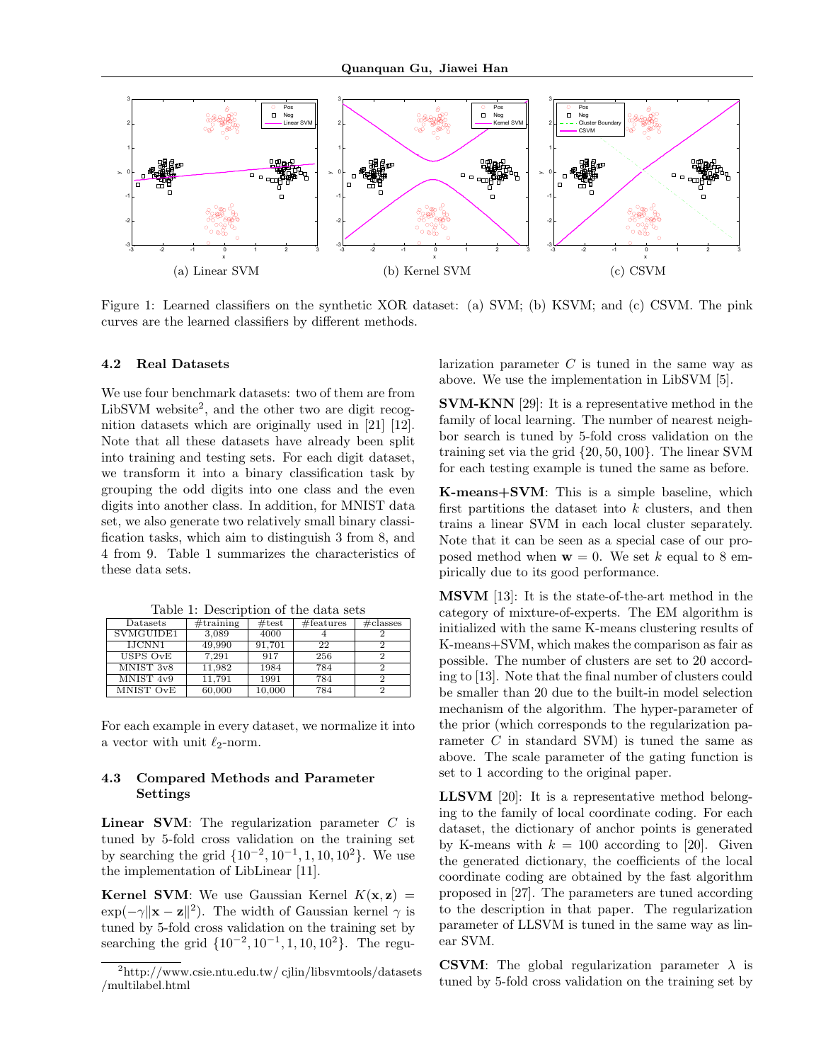(a) Linear SVM

(b) Kernel SVM

(c) CSVM

Figure 1: Learned classifiers on the synthetic XOR dataset: (a) SVM; (b) KSVM; and (c) CSVM. The pink curves are the learned classifiers by different methods.

### 4.2 Real Datasets

We use four benchmark datasets: two of them are from LibSVM website[2], and the other two are digit recognition datasets which are originally used in [21] [12]. Note that all these datasets have already been split into training and testing sets. For each digit dataset, we transform it into a binary classification task by grouping the odd digits into one class and the even digits into another class. In addition, for MNIST data set, we also generate two relatively small binary classification tasks, which aim to distinguish 3 from 8, and 4 from 9. Table 1 summarizes the characteristics of these data sets.

Table 1: Description of the data sets

| Datasets | #training | #test | #features | #classes |
| --- | --- | --- | --- | --- |
| SVMGUIDE1 | 3,089 | 4000 | 4 | 2 |
| IJCNN1 | 49,990 | 91,701 | 22 | 2 |
| USPS OvE | 7,291 | 917 | 256 | 2 |
| MNIST 3v8 | 11,982 | 1984 | 784 | 2 |
| MNIST 4v9 | 11,791 | 1991 | 784 | 2 |
| MNIST OvE | 60,000 | 10,000 | 784 | 2 |

For each example in every dataset, we normalize it into a vector with unit $\ell_2$-norm.

### 4.3 Compared Methods and Parameter Settings

**Linear SVM**: The regularization parameter $C$ is tuned by 5-fold cross validation on the training set by searching the grid $\{10^{-2}, 10^{-1}, 1, 10, 10^2\}$. We use the implementation of LibLinear [11].

**Kernel SVM**: We use Gaussian Kernel $K(\mathbf{x}, \mathbf{z}) = \exp(-\gamma\|\mathbf{x} - \mathbf{z}\|^2)$. The width of Gaussian kernel $\gamma$ is tuned by 5-fold cross validation on the training set by searching the grid $\{10^{-2}, 10^{-1}, 1, 10, 10^2\}$. The regularization parameter $C$ is tuned in the same way as above. We use the implementation in LibSVM [5].

**SVM-KNN** [29]: It is a representative method in the family of local learning. The number of nearest neighbor search is tuned by 5-fold cross validation on the training set via the grid $\{20, 50, 100\}$. The linear SVM for each testing example is tuned the same as before.

**K-means+SVM**: This is a simple baseline, which first partitions the dataset into $k$ clusters, and then trains a linear SVM in each local cluster separately. Note that it can be seen as a special case of our proposed method when $\mathbf{w} = 0$. We set $k$ equal to 8 empirically due to its good performance.

**MSVM** [13]: It is the state-of-the-art method in the category of mixture-of-experts. The EM algorithm is initialized with the same K-means clustering results of K-means+SVM, which makes the comparison as fair as possible. The number of clusters are set to 20 according to [13]. Note that the final number of clusters could be smaller than 20 due to the built-in model selection mechanism of the algorithm. The hyper-parameter of the prior (which corresponds to the regularization parameter $C$ in standard SVM) is tuned the same as above. The scale parameter of the gating function is set to 1 according to the original paper.

**LLSVM** [20]: It is a representative method belonging to the family of local coordinate coding. For each dataset, the dictionary of anchor points is generated by K-means with $k = 100$ according to [20]. Given the generated dictionary, the coefficients of the local coordinate coding are obtained by the fast algorithm proposed in [27]. The parameters are tuned according to the description in that paper. The regularization parameter of LLSVM is tuned in the same way as linear SVM.

**CSVM**: The global regularization parameter $\lambda$ is tuned by 5-fold cross validation on the training set by

[2] http://www.csie.ntu.edu.tw/ cjlin/libsvmtools/datasets /multilabel.html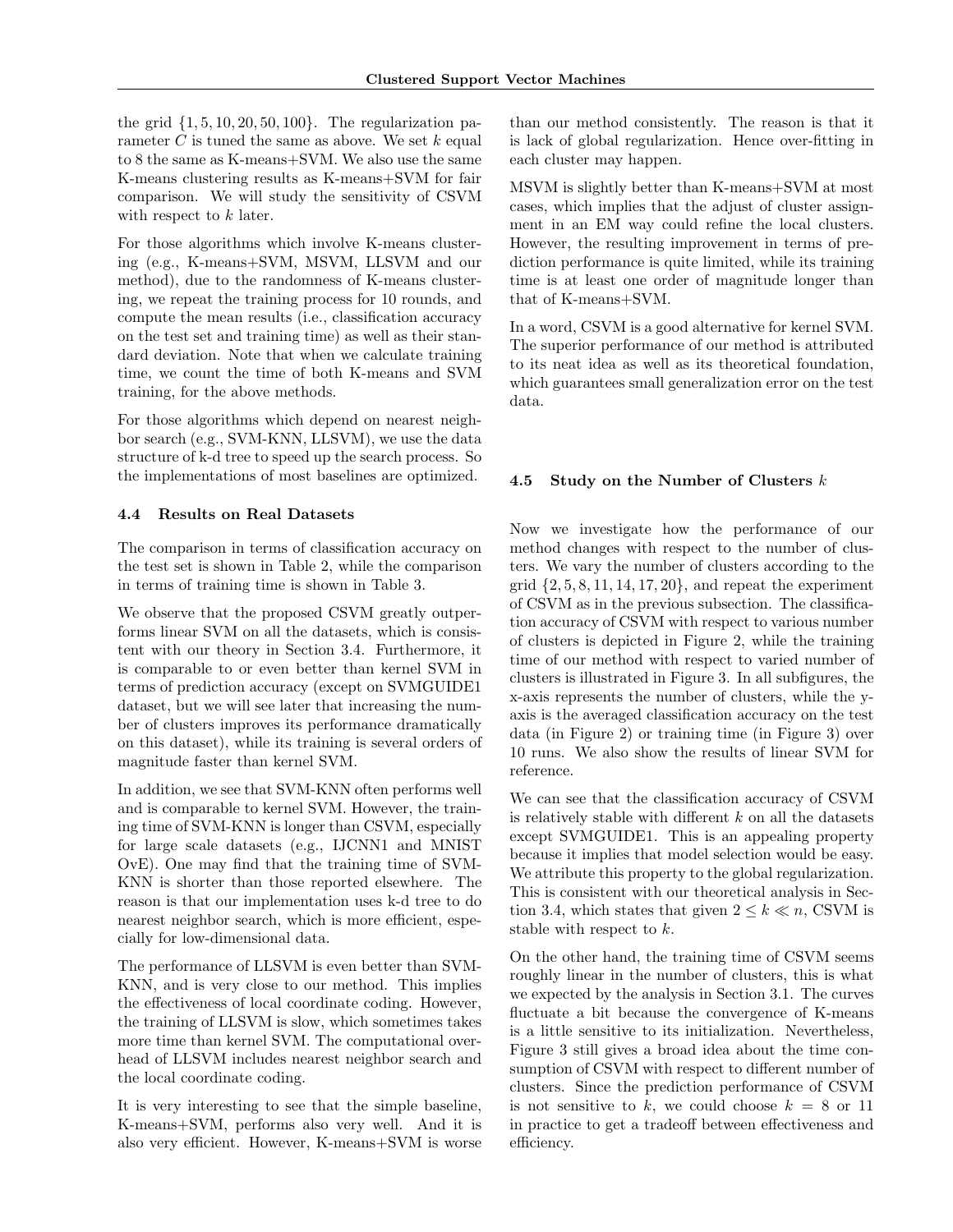the grid $\{1, 5, 10, 20, 50, 100\}$. The regularization parameter $C$ is tuned the same as above. We set $k$ equal to 8 the same as K-means+SVM. We also use the same K-means clustering results as K-means+SVM for fair comparison. We will study the sensitivity of CSVM with respect to $k$ later.

For those algorithms which involve K-means clustering (e.g., K-means+SVM, MSVM, LLSVM and our method), due to the randomness of K-means clustering, we repeat the training process for 10 rounds, and compute the mean results (i.e., classification accuracy on the test set and training time) as well as their standard deviation. Note that when we calculate training time, we count the time of both K-means and SVM training, for the above methods.

For those algorithms which depend on nearest neighbor search (e.g., SVM-KNN, LLSVM), we use the data structure of k-d tree to speed up the search process. So the implementations of most baselines are optimized.

### 4.4 Results on Real Datasets

The comparison in terms of classification accuracy on the test set is shown in Table 2, while the comparison in terms of training time is shown in Table 3.

We observe that the proposed CSVM greatly outperforms linear SVM on all the datasets, which is consistent with our theory in Section 3.4. Furthermore, it is comparable to or even better than kernel SVM in terms of prediction accuracy (except on SVMGUIDE1 dataset, but we will see later that increasing the number of clusters improves its performance dramatically on this dataset), while its training is several orders of magnitude faster than kernel SVM.

In addition, we see that SVM-KNN often performs well and is comparable to kernel SVM. However, the training time of SVM-KNN is longer than CSVM, especially for large scale datasets (e.g., IJCNN1 and MNIST OvE). One may find that the training time of SVM-KNN is shorter than those reported elsewhere. The reason is that our implementation uses k-d tree to do nearest neighbor search, which is more efficient, especially for low-dimensional data.

The performance of LLSVM is even better than SVM-KNN, and is very close to our method. This implies the effectiveness of local coordinate coding. However, the training of LLSVM is slow, which sometimes takes more time than kernel SVM. The computational overhead of LLSVM includes nearest neighbor search and the local coordinate coding.

It is very interesting to see that the simple baseline, K-means+SVM, performs also very well. And it is also very efficient. However, K-means+SVM is worse than our method consistently. The reason is that it is lack of global regularization. Hence over-fitting in each cluster may happen.

MSVM is slightly better than K-means+SVM at most cases, which implies that the adjust of cluster assignment in an EM way could refine the local clusters. However, the resulting improvement in terms of prediction performance is quite limited, while its training time is at least one order of magnitude longer than that of K-means+SVM.

In a word, CSVM is a good alternative for kernel SVM. The superior performance of our method is attributed to its neat idea as well as its theoretical foundation, which guarantees small generalization error on the test data.

### 4.5 Study on the Number of Clusters $k$

Now we investigate how the performance of our method changes with respect to the number of clusters. We vary the number of clusters according to the grid $\{2, 5, 8, 11, 14, 17, 20\}$, and repeat the experiment of CSVM as in the previous subsection. The classification accuracy of CSVM with respect to various number of clusters is depicted in Figure 2, while the training time of our method with respect to varied number of clusters is illustrated in Figure 3. In all subfigures, the x-axis represents the number of clusters, while the y-axis is the averaged classification accuracy on the test data (in Figure 2) or training time (in Figure 3) over 10 runs. We also show the results of linear SVM for reference.

We can see that the classification accuracy of CSVM is relatively stable with different $k$ on all the datasets except SVMGUIDE1. This is an appealing property because it implies that model selection would be easy. We attribute this property to the global regularization. This is consistent with our theoretical analysis in Section 3.4, which states that given $2 \leq k \ll n$, CSVM is stable with respect to $k$.

On the other hand, the training time of CSVM seems roughly linear in the number of clusters, this is what we expected by the analysis in Section 3.1. The curves fluctuate a bit because the convergence of K-means is a little sensitive to its initialization. Nevertheless, Figure 3 still gives a broad idea about the time consumption of CSVM with respect to different number of clusters. Since the prediction performance of CSVM is not sensitive to $k$, we could choose $k = 8$ or 11 in practice to get a tradeoff between effectiveness and efficiency.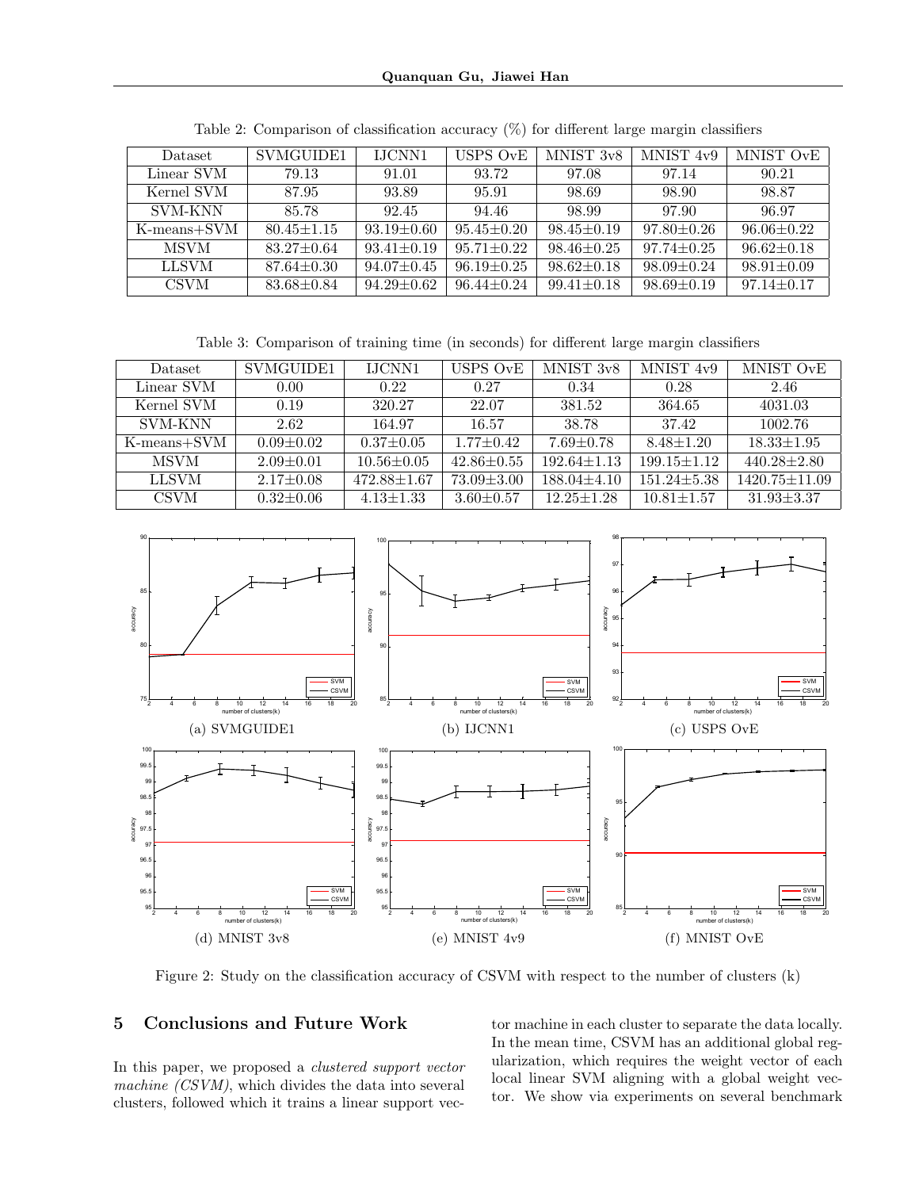Table 2: Comparison of classification accuracy (%) for different large margin classifiers

| Dataset | SVMGUIDE1 | IJCNN1 | USPS OvE | MNIST 3v8 | MNIST 4v9 | MNIST OvE |
|---|---|---|---|---|---|---|
| Linear SVM | 79.13 | 91.01 | 93.72 | 97.08 | 97.14 | 90.21 |
| Kernel SVM | 87.95 | 93.89 | 95.91 | 98.69 | 98.90 | 98.87 |
| SVM-KNN | 85.78 | 92.45 | 94.46 | 98.99 | 97.90 | 96.97 |
| K-means+SVM | 80.45±1.15 | 93.19±0.60 | 95.45±0.20 | 98.45±0.19 | 97.80±0.26 | 96.06±0.22 |
| MSVM | 83.27±0.64 | 93.41±0.19 | 95.71±0.22 | 98.46±0.25 | 97.74±0.25 | 96.62±0.18 |
| LLSVM | 87.64±0.30 | 94.07±0.45 | 96.19±0.25 | 98.62±0.18 | 98.09±0.24 | 98.91±0.09 |
| CSVM | 83.68±0.84 | 94.29±0.62 | 96.44±0.24 | 99.41±0.18 | 98.69±0.19 | 97.14±0.17 |

Table 3: Comparison of training time (in seconds) for different large margin classifiers

| Dataset | SVMGUIDE1 | IJCNN1 | USPS OvE | MNIST 3v8 | MNIST 4v9 | MNIST OvE |
|---|---|---|---|---|---|---|
| Linear SVM | 0.00 | 0.22 | 0.27 | 0.34 | 0.28 | 2.46 |
| Kernel SVM | 0.19 | 320.27 | 22.07 | 381.52 | 364.65 | 4031.03 |
| SVM-KNN | 2.62 | 164.97 | 16.57 | 38.78 | 37.42 | 1002.76 |
| K-means+SVM | 0.09±0.02 | 0.37±0.05 | 1.77±0.42 | 7.69±0.78 | 8.48±1.20 | 18.33±1.95 |
| MSVM | 2.09±0.01 | 10.56±0.05 | 42.86±0.55 | 192.64±1.13 | 199.15±1.12 | 440.28±2.80 |
| LLSVM | 2.17±0.08 | 472.88±1.67 | 73.09±3.00 | 188.04±4.10 | 151.24±5.38 | 1420.75±11.09 |
| CSVM | 0.32±0.06 | 4.13±1.33 | 3.60±0.57 | 12.25±1.28 | 10.81±1.57 | 31.93±3.37 |

(a) SVMGUIDE1 (b) IJCNN1 (c) USPS OvE

(d) MNIST 3v8 (e) MNIST 4v9 (f) MNIST OvE

Figure 2: Study on the classification accuracy of CSVM with respect to the number of clusters (k)

## 5 Conclusions and Future Work

In this paper, we proposed a *clustered support vector machine (CSVM)*, which divides the data into several clusters, followed which it trains a linear support vector machine in each cluster to separate the data locally. In the mean time, CSVM has an additional global regularization, which requires the weight vector of each local linear SVM aligning with a global weight vector. We show via experiments on several benchmark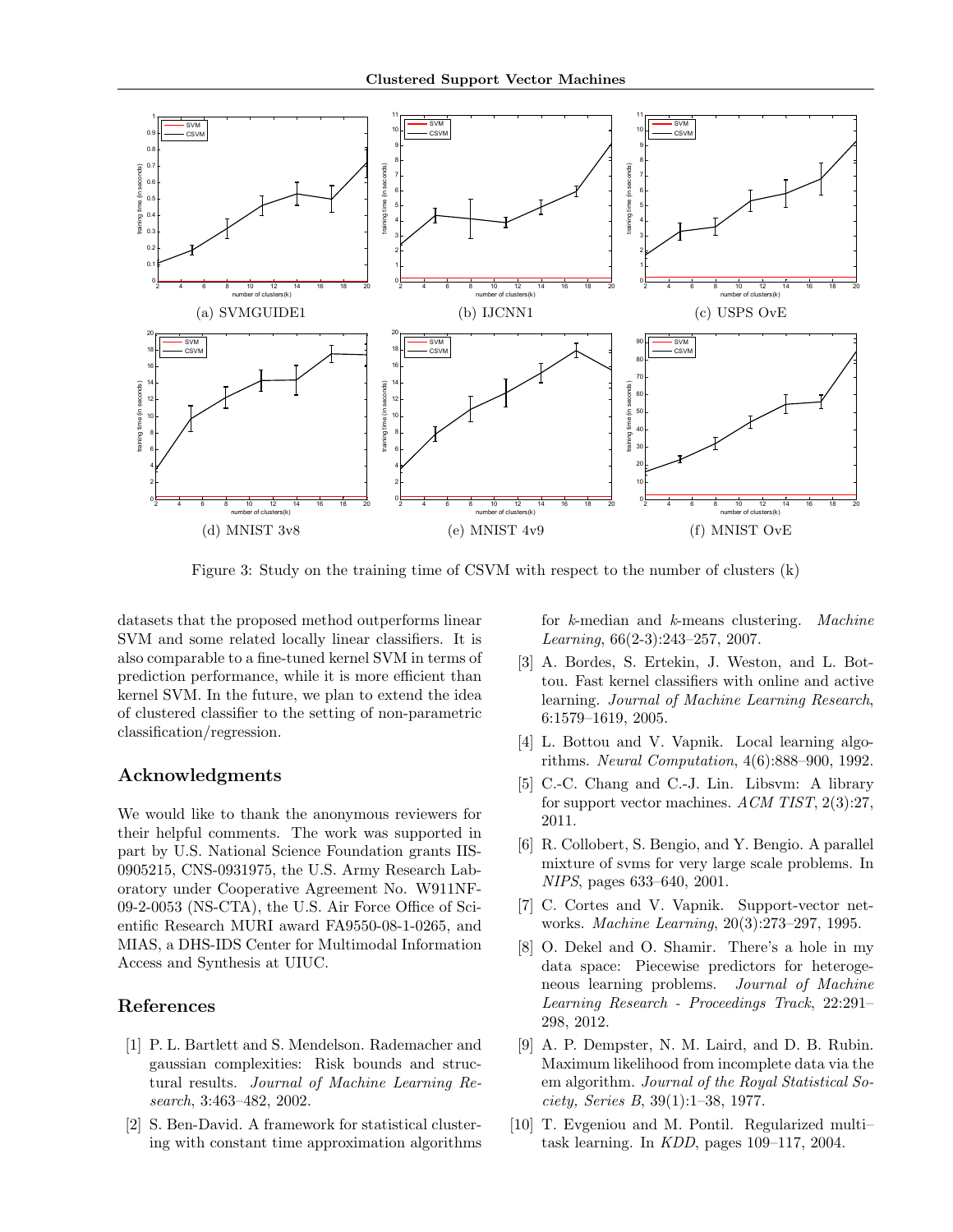(a) SVMGUIDE1

(b) IJCNN1

(c) USPS OvE

(d) MNIST 3v8

(e) MNIST 4v9

(f) MNIST OvE

Figure 3: Study on the training time of CSVM with respect to the number of clusters (k)

datasets that the proposed method outperforms linear SVM and some related locally linear classifiers. It is also comparable to a fine-tuned kernel SVM in terms of prediction performance, while it is more efficient than kernel SVM. In the future, we plan to extend the idea of clustered classifier to the setting of non-parametric classification/regression.

## Acknowledgments

We would like to thank the anonymous reviewers for their helpful comments. The work was supported in part by U.S. National Science Foundation grants IIS-0905215, CNS-0931975, the U.S. Army Research Laboratory under Cooperative Agreement No. W911NF-09-2-0053 (NS-CTA), the U.S. Air Force Office of Scientific Research MURI award FA9550-08-1-0265, and MIAS, a DHS-IDS Center for Multimodal Information Access and Synthesis at UIUC.

## References

[1] P. L. Bartlett and S. Mendelson. Rademacher and gaussian complexities: Risk bounds and structural results. *Journal of Machine Learning Research*, 3:463–482, 2002.

[2] S. Ben-David. A framework for statistical clustering with constant time approximation algorithms for $k$-median and $k$-means clustering. *Machine Learning*, 66(2-3):243–257, 2007.

[3] A. Bordes, S. Ertekin, J. Weston, and L. Bottou. Fast kernel classifiers with online and active learning. *Journal of Machine Learning Research*, 6:1579–1619, 2005.

[4] L. Bottou and V. Vapnik. Local learning algorithms. *Neural Computation*, 4(6):888–900, 1992.

[5] C.-C. Chang and C.-J. Lin. Libsvm: A library for support vector machines. *ACM TIST*, 2(3):27, 2011.

[6] R. Collobert, S. Bengio, and Y. Bengio. A parallel mixture of svms for very large scale problems. In *NIPS*, pages 633–640, 2001.

[7] C. Cortes and V. Vapnik. Support-vector networks. *Machine Learning*, 20(3):273–297, 1995.

[8] O. Dekel and O. Shamir. There's a hole in my data space: Piecewise predictors for heterogeneous learning problems. *Journal of Machine Learning Research - Proceedings Track*, 22:291–298, 2012.

[9] A. P. Dempster, N. M. Laird, and D. B. Rubin. Maximum likelihood from incomplete data via the em algorithm. *Journal of the Royal Statistical Society, Series B*, 39(1):1–38, 1977.

[10] T. Evgeniou and M. Pontil. Regularized multi–task learning. In *KDD*, pages 109–117, 2004.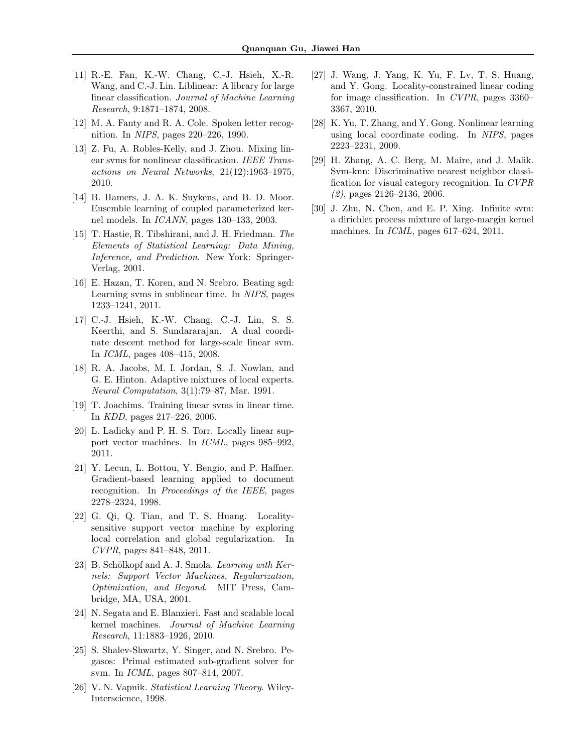[11] R.-E. Fan, K.-W. Chang, C.-J. Hsieh, X.-R. Wang, and C.-J. Lin. Liblinear: A library for large linear classification. *Journal of Machine Learning Research*, 9:1871–1874, 2008.

[12] M. A. Fanty and R. A. Cole. Spoken letter recognition. In *NIPS*, pages 220–226, 1990.

[13] Z. Fu, A. Robles-Kelly, and J. Zhou. Mixing linear svms for nonlinear classification. *IEEE Transactions on Neural Networks*, 21(12):1963–1975, 2010.

[14] B. Hamers, J. A. K. Suykens, and B. D. Moor. Ensemble learning of coupled parameterized kernel models. In *ICANN*, pages 130–133, 2003.

[15] T. Hastie, R. Tibshirani, and J. H. Friedman. *The Elements of Statistical Learning: Data Mining, Inference, and Prediction*. New York: Springer-Verlag, 2001.

[16] E. Hazan, T. Koren, and N. Srebro. Beating sgd: Learning svms in sublinear time. In *NIPS*, pages 1233–1241, 2011.

[17] C.-J. Hsieh, K.-W. Chang, C.-J. Lin, S. S. Keerthi, and S. Sundararajan. A dual coordinate descent method for large-scale linear svm. In *ICML*, pages 408–415, 2008.

[18] R. A. Jacobs, M. I. Jordan, S. J. Nowlan, and G. E. Hinton. Adaptive mixtures of local experts. *Neural Computation*, 3(1):79–87, Mar. 1991.

[19] T. Joachims. Training linear svms in linear time. In *KDD*, pages 217–226, 2006.

[20] L. Ladicky and P. H. S. Torr. Locally linear support vector machines. In *ICML*, pages 985–992, 2011.

[21] Y. Lecun, L. Bottou, Y. Bengio, and P. Haffner. Gradient-based learning applied to document recognition. In *Proceedings of the IEEE*, pages 2278–2324, 1998.

[22] G. Qi, Q. Tian, and T. S. Huang. Locality-sensitive support vector machine by exploring local correlation and global regularization. In *CVPR*, pages 841–848, 2011.

[23] B. Schölkopf and A. J. Smola. *Learning with Kernels: Support Vector Machines, Regularization, Optimization, and Beyond*. MIT Press, Cambridge, MA, USA, 2001.

[24] N. Segata and E. Blanzieri. Fast and scalable local kernel machines. *Journal of Machine Learning Research*, 11:1883–1926, 2010.

[25] S. Shalev-Shwartz, Y. Singer, and N. Srebro. Pegasos: Primal estimated sub-gradient solver for svm. In *ICML*, pages 807–814, 2007.

[26] V. N. Vapnik. *Statistical Learning Theory*. Wiley-Interscience, 1998.

[27] J. Wang, J. Yang, K. Yu, F. Lv, T. S. Huang, and Y. Gong. Locality-constrained linear coding for image classification. In *CVPR*, pages 3360–3367, 2010.

[28] K. Yu, T. Zhang, and Y. Gong. Nonlinear learning using local coordinate coding. In *NIPS*, pages 2223–2231, 2009.

[29] H. Zhang, A. C. Berg, M. Maire, and J. Malik. Svm-knn: Discriminative nearest neighbor classification for visual category recognition. In *CVPR (2)*, pages 2126–2136, 2006.

[30] J. Zhu, N. Chen, and E. P. Xing. Infinite svm: a dirichlet process mixture of large-margin kernel machines. In *ICML*, pages 617–624, 2011.